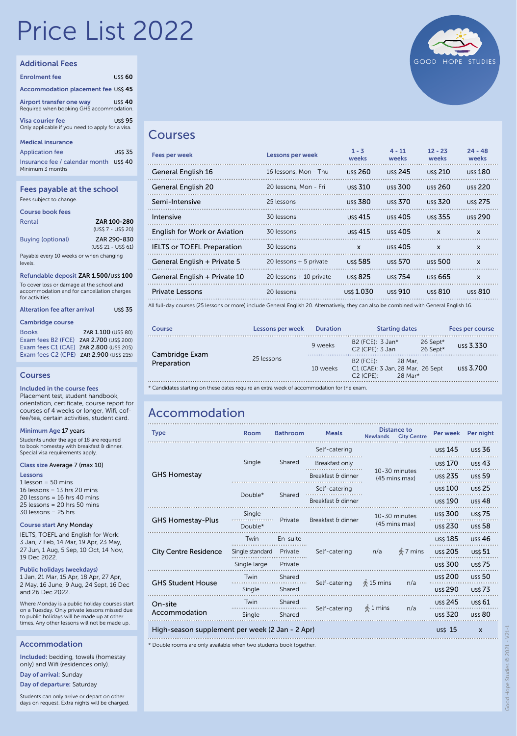# Price List 2022

GOOD HOPE STUDIES

## Additional Fees

**Enrolment fee** US$ **60**

**Accommodation placement fee** US$ **45**

**Airport transfer one way** US$ **40**
Required when booking GHS accommodation.

**Visa courier fee** US$ **95**
Only applicable if you need to apply for a visa.

**Medical insurance**

Application fee US$ **35**

Insurance fee / calendar month US$ **40**
Minimum 3 months

## Fees payable at the school

Fees subject to change.

**Course book fees**

| | |
|---|---|
| Rental | **ZAR 100-280** (US$ 7 - US$ 20) |
| Buying (optional) | **ZAR 290-830** (US$ 21 - US$ 61) |

Payable every 10 weeks or when changing levels.

**Refundable deposit ZAR 1.500**/US$ **100**

To cover loss or damage at the school and accommodation and for cancellation charges for activities.

**Alteration fee after arrival** US$ **35**

**Cambridge course**

| | |
|---|---|
| Books | ZAR **1.100** (US$ 80) |
| Exam fees B2 (FCE) | ZAR **2.700** (US$ 200) |
| Exam fees C1 (CAE) | ZAR **2.800** (US$ 205) |
| Exam fees C2 (CPE) | ZAR **2.900** (US$ 215) |

## Courses

**Included in the course fees**
Placement test, student handbook, orientation, certificate, course report for courses of 4 weeks or longer, Wifi, coffee/tea, certain activities, student card.

**Minimum Age** 17 years

Students under the age of 18 are required to book homestay with breakfast & dinner. Special visa requirements apply.

**Class size** Average 7 (max 10)

**Lessons**
1 lesson = 50 mins
16 lessons = 13 hrs 20 mins
20 lessons = 16 hrs 40 mins
25 lessons = 20 hrs 50 mins
30 lessons = 25 hrs

**Course start** Any Monday

IELTS, TOEFL and English for Work: 3 Jan, 7 Feb, 14 Mar, 19 Apr, 23 May, 27 Jun, 1 Aug, 5 Sep, 10 Oct, 14 Nov, 19 Dec 2022.

**Public holidays (weekdays)**
1 Jan, 21 Mar, 15 Apr, 18 Apr, 27 Apr, 2 May, 16 June, 9 Aug, 24 Sept, 16 Dec and 26 Dec 2022.

Where Monday is a public holiday courses start on a Tuesday. Only private lessons missed due to public holidays will be made up at other times. Any other lessons will not be made up.

## Accommodation

**Included:** bedding, towels (homestay only) and Wifi (residences only).

**Day of arrival:** Sunday

**Day of departure:** Saturday

Students can only arrive or depart on other days on request. Extra nights will be charged.

## Courses

| Fees per week | Lessons per week | 1 - 3 weeks | 4 - 11 weeks | 12 - 23 weeks | 24 - 48 weeks |
|---|---|---|---|---|---|
| General English 16 | 16 lessons, Mon - Thu | US$ 260 | US$ 245 | US$ 210 | US$ 180 |
| General English 20 | 20 lessons, Mon - Fri | US$ 310 | US$ 300 | US$ 260 | US$ 220 |
| Semi-Intensive | 25 lessons | US$ 380 | US$ 370 | US$ 320 | US$ 275 |
| Intensive | 30 lessons | US$ 415 | US$ 405 | US$ 355 | US$ 290 |
| English for Work or Aviation | 30 lessons | US$ 415 | US$ 405 | x | x |
| IELTS or TOEFL Preparation | 30 lessons | x | US$ 405 | x | x |
| General English + Private 5 | 20 lessons + 5 private | US$ 585 | US$ 570 | US$ 500 | x |
| General English + Private 10 | 20 lessons + 10 private | US$ 825 | US$ 754 | US$ 665 | x |
| Private Lessons | 20 lessons | US$ 1.030 | US$ 910 | US$ 810 | US$ 810 |

All full-day courses (25 lessons or more) include General English 20. Alternatively, they can also be combined with General English 16.

| Course | Lessons per week | Duration | Starting dates | Fees per course |
|---|---|---|---|---|
| Cambridge Exam Preparation | 25 lessons | 9 weeks | B2 (FCE): 3 Jan*, 26 Sept*; C2 (CPE): 3 Jan, 26 Sept* | US$ 3.330 |
| | | 10 weeks | B2 (FCE): 28 Mar, 26 Sept; C1 (CAE): 3 Jan, 28 Mar, 26 Sept; C2 (CPE): 28 Mar* | US$ 3.700 |

\* Candidates starting on these dates require an extra week of accommodation for the exam.

## Accommodation

| Type | Room | Bathroom | Meals | Distance to Newlands | Distance to City Centre | Per week | Per night |
|---|---|---|---|---|---|---|---|
| GHS Homestay | Single | Shared | Self-catering | 10-30 minutes (45 mins max) | | US$ 145 | US$ 36 |
| | Single | Shared | Breakfast only | | | US$ 170 | US$ 43 |
| | Single | Shared | Breakfast & dinner | | | US$ 235 | US$ 59 |
| | Double* | Shared | Self-catering | | | US$ 100 | US$ 25 |
| | Double* | Shared | Breakfast & dinner | | | US$ 190 | US$ 48 |
| GHS Homestay-Plus | Single | Private | Breakfast & dinner | 10-30 minutes (45 mins max) | | US$ 300 | US$ 75 |
| | Double* | Private | Breakfast & dinner | | | US$ 230 | US$ 58 |
| City Centre Residence | Twin | En-suite | Self-catering | n/a | 7 mins (walk) | US$ 185 | US$ 46 |
| | Single standard | Private | Self-catering | n/a | 7 mins (walk) | US$ 205 | US$ 51 |
| | Single large | Private | Self-catering | n/a | 7 mins (walk) | US$ 300 | US$ 75 |
| GHS Student House | Twin | Shared | Self-catering | 15 mins (walk) | n/a | US$ 200 | US$ 50 |
| | Single | Shared | Self-catering | 15 mins (walk) | n/a | US$ 290 | US$ 73 |
| On-site Accommodation | Twin | Shared | Self-catering | 1 mins (walk) | n/a | US$ 245 | US$ 61 |
| | Single | Shared | Self-catering | 1 mins (walk) | n/a | US$ 320 | US$ 80 |
| High-season supplement per week (2 Jan - 2 Apr) | | | | | | US$ 15 | x |

\* Double rooms are only available when two students book together.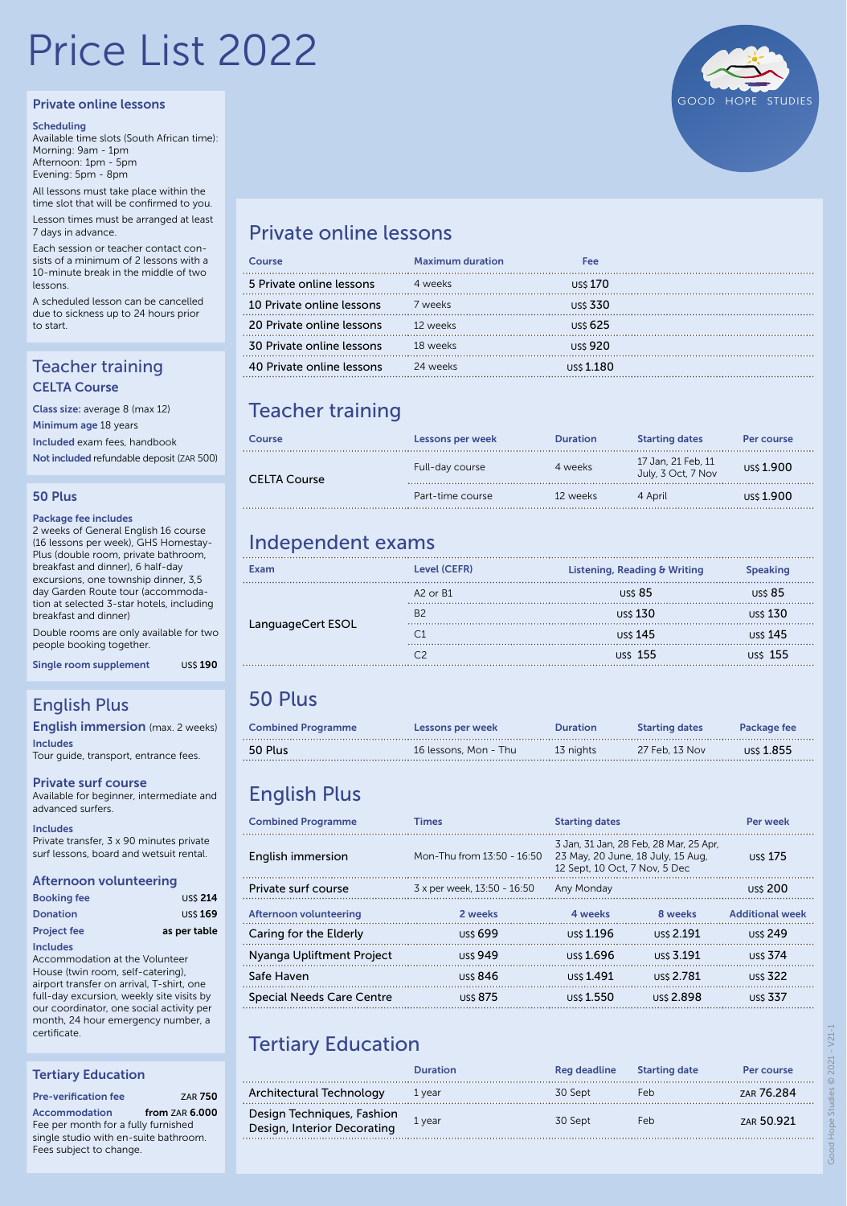# Price List 2022

## Private online lessons

**Scheduling**
Available time slots (South African time):
Morning: 9am - 1pm
Afternoon: 1pm - 5pm
Evening: 5pm - 8pm

All lessons must take place within the time slot that will be confirmed to you.

Lesson times must be arranged at least 7 days in advance.

Each session or teacher contact consists of a minimum of 2 lessons with a 10-minute break in the middle of two lessons.

A scheduled lesson can be cancelled due to sickness up to 24 hours prior to start.

## Teacher training

### CELTA Course

**Class size:** average 8 (max 12)
**Minimum age** 18 years
**Included** exam fees, handbook
**Not included** refundable deposit (ZAR 500)

## 50 Plus

**Package fee includes**
2 weeks of General English 16 course (16 lessons per week), GHS Homestay-Plus (double room, private bathroom, breakfast and dinner), 6 half-day excursions, one township dinner, 3,5 day Garden Route tour (accommodation at selected 3-star hotels, including breakfast and dinner)

Double rooms are only available for two people booking together.

**Single room supplement** US$ **190**

## English Plus

### English immersion (max. 2 weeks)

**Includes**
Tour guide, transport, entrance fees.

### Private surf course

Available for beginner, intermediate and advanced surfers.

**Includes**
Private transfer, 3 x 90 minutes private surf lessons, board and wetsuit rental.

### Afternoon volunteering

**Booking fee** US$ **214**
**Donation** US$ **169**
**Project fee** **as per table**

**Includes**
Accommodation at the Volunteer House (twin room, self-catering), airport transfer on arrival, T-shirt, one full-day excursion, weekly site visits by our coordinator, one social activity per month, 24 hour emergency number, a certificate.

## Tertiary Education

**Pre-verification fee** ZAR **750**
**Accommodation** **from** ZAR **6.000**
Fee per month for a fully furnished single studio with en-suite bathroom.
Fees subject to change.

GOOD HOPE STUDIES

## Private online lessons

| Course | Maximum duration | Fee |
|---|---|---|
| 5 Private online lessons | 4 weeks | US$ 170 |
| 10 Private online lessons | 7 weeks | US$ 330 |
| 20 Private online lessons | 12 weeks | US$ 625 |
| 30 Private online lessons | 18 weeks | US$ 920 |
| 40 Private online lessons | 24 weeks | US$ 1.180 |

## Teacher training

| Course | Lessons per week | Duration | Starting dates | Per course |
|---|---|---|---|---|
| CELTA Course | Full-day course | 4 weeks | 17 Jan, 21 Feb, 11 July, 3 Oct, 7 Nov | US$ 1.900 |
| | Part-time course | 12 weeks | 4 April | US$ 1.900 |

## Independent exams

| Exam | Level (CEFR) | Listening, Reading & Writing | Speaking |
|---|---|---|---|
| LanguageCert ESOL | A2 or B1 | US$ 85 | US$ 85 |
| | B2 | US$ 130 | US$ 130 |
| | C1 | US$ 145 | US$ 145 |
| | C2 | US$ 155 | US$ 155 |

## 50 Plus

| Combined Programme | Lessons per week | Duration | Starting dates | Package fee |
|---|---|---|---|---|
| 50 Plus | 16 lessons, Mon - Thu | 13 nights | 27 Feb, 13 Nov | US$ 1.855 |

## English Plus

| Combined Programme | Times | Starting dates | Per week |
|---|---|---|---|
| English immersion | Mon-Thu from 13:50 - 16:50 | 3 Jan, 31 Jan, 28 Feb, 28 Mar, 25 Apr, 23 May, 20 June, 18 July, 15 Aug, 12 Sept, 10 Oct, 7 Nov, 5 Dec | US$ 175 |
| Private surf course | 3 x per week, 13:50 - 16:50 | Any Monday | US$ 200 |

| Afternoon volunteering | 2 weeks | 4 weeks | 8 weeks | Additional week |
|---|---|---|---|---|
| Caring for the Elderly | US$ 699 | US$ 1.196 | US$ 2.191 | US$ 249 |
| Nyanga Upliftment Project | US$ 949 | US$ 1.696 | US$ 3.191 | US$ 374 |
| Safe Haven | US$ 846 | US$ 1.491 | US$ 2.781 | US$ 322 |
| Special Needs Care Centre | US$ 875 | US$ 1.550 | US$ 2.898 | US$ 337 |

## Tertiary Education

| | Duration | Reg deadline | Starting date | Per course |
|---|---|---|---|---|
| Architectural Technology | 1 year | 30 Sept | Feb | ZAR 76.284 |
| Design Techniques, Fashion Design, Interior Decorating | 1 year | 30 Sept | Feb | ZAR 50.921 |

Good Hope Studies © 2021 - V21-1